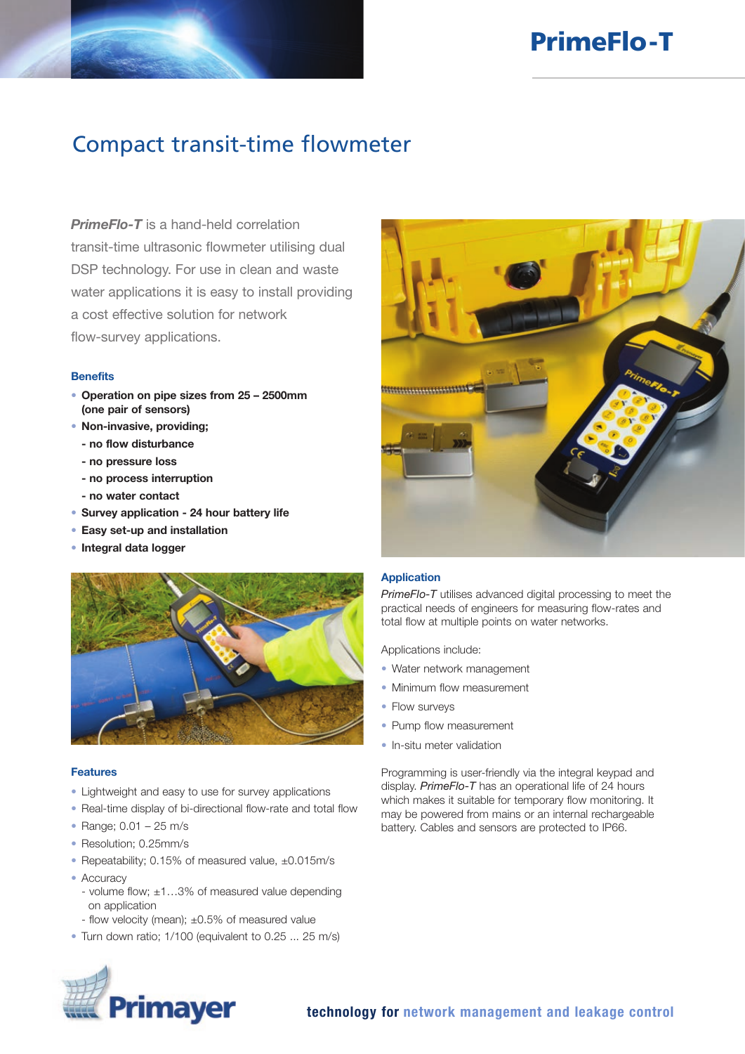# PrimeFlo-T

## Compact transit-time flowmeter

***PrimeFlo-T*** is a hand-held correlation transit-time ultrasonic flowmeter utilising dual DSP technology. For use in clean and waste water applications it is easy to install providing a cost effective solution for network flow-survey applications.

### Benefits

- **Operation on pipe sizes from 25 – 2500mm (one pair of sensors)**
- **Non-invasive, providing;**
  - **- no flow disturbance**
  - **- no pressure loss**
  - **- no process interruption**
  - **- no water contact**
- **Survey application - 24 hour battery life**
- **Easy set-up and installation**
- **Integral data logger**

### Features

- Lightweight and easy to use for survey applications
- Real-time display of bi-directional flow-rate and total flow
- Range; 0.01 – 25 m/s
- Resolution; 0.25mm/s
- Repeatability; 0.15% of measured value, ±0.015m/s
- Accuracy
  - volume flow; ±1…3% of measured value depending on application
  - flow velocity (mean); ±0.5% of measured value
- Turn down ratio; 1/100 (equivalent to 0.25 ... 25 m/s)

### Application

*PrimeFlo-T* utilises advanced digital processing to meet the practical needs of engineers for measuring flow-rates and total flow at multiple points on water networks.

Applications include:

- Water network management
- Minimum flow measurement
- Flow surveys
- Pump flow measurement
- In-situ meter validation

Programming is user-friendly via the integral keypad and display. *PrimeFlo-T* has an operational life of 24 hours which makes it suitable for temporary flow monitoring. It may be powered from mains or an internal rechargeable battery. Cables and sensors are protected to IP66.

Primayer

**technology for network management and leakage control**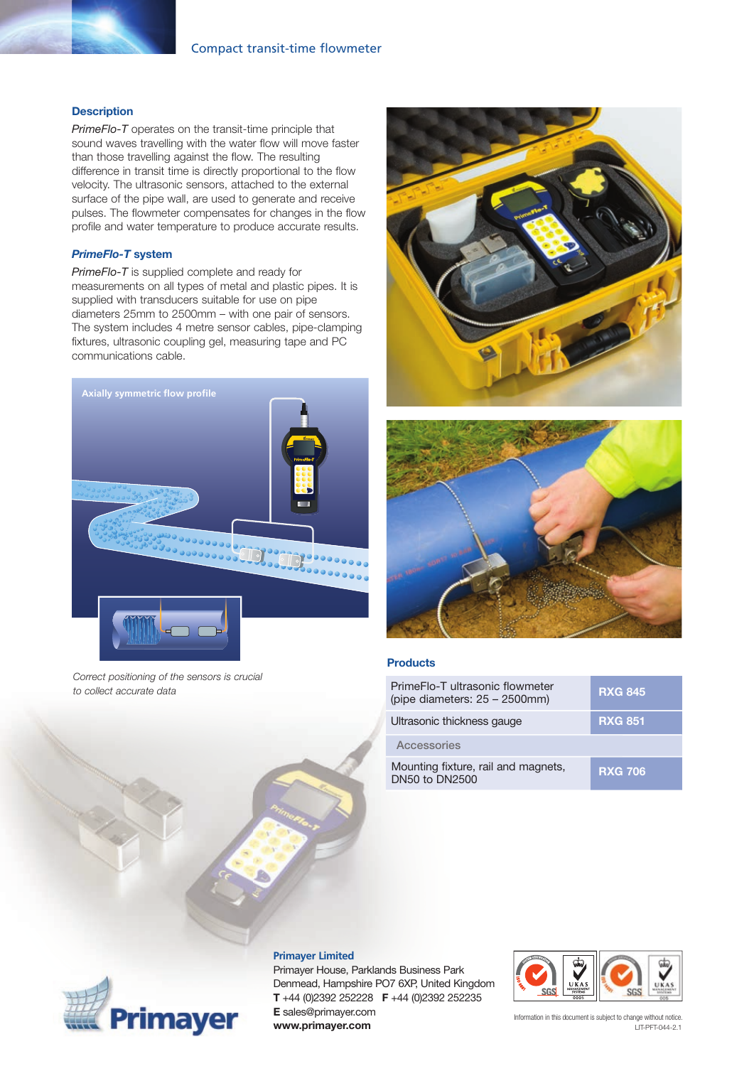## Description

*PrimeFlo-T* operates on the transit-time principle that sound waves travelling with the water flow will move faster than those travelling against the flow. The resulting difference in transit time is directly proportional to the flow velocity. The ultrasonic sensors, attached to the external surface of the pipe wall, are used to generate and receive pulses. The flowmeter compensates for changes in the flow profile and water temperature to produce accurate results.

## *PrimeFlo-T* system

*PrimeFlo-T* is supplied complete and ready for measurements on all types of metal and plastic pipes. It is supplied with transducers suitable for use on pipe diameters 25mm to 2500mm – with one pair of sensors. The system includes 4 metre sensor cables, pipe-clamping fixtures, ultrasonic coupling gel, measuring tape and PC communications cable.

Axially symmetric flow profile

*Correct positioning of the sensors is crucial to collect accurate data*

## Products

| | |
|---|---|
| PrimeFlo-T ultrasonic flowmeter (pipe diameters: 25 – 2500mm) | **RXG 845** |
| Ultrasonic thickness gauge | **RXG 851** |
| Accessories | |
| Mounting fixture, rail and magnets, DN50 to DN2500 | **RXG 706** |

**Primayer Limited**
Primayer House, Parklands Business Park
Denmead, Hampshire PO7 6XP, United Kingdom
**T** +44 (0)2392 252228 **F** +44 (0)2392 252235
**E** sales@primayer.com
**www.primayer.com**

Information in this document is subject to change without notice.
LIT-PFT-044-2.1